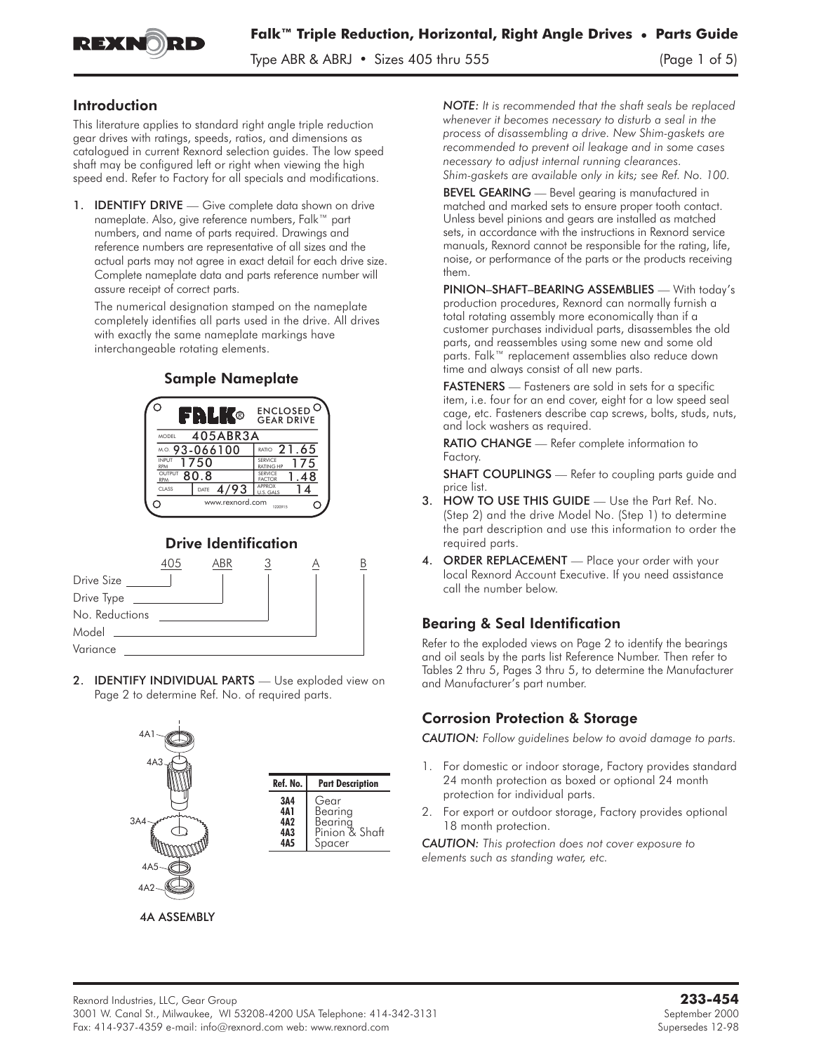# Falk™ Triple Reduction, Horizontal, Right Angle Drives • Parts Guide

Type ABR & ABRJ • Sizes 405 thru 555

## Introduction

This literature applies to standard right angle triple reduction gear drives with ratings, speeds, ratios, and dimensions as catalogued in current Rexnord selection guides. The low speed shaft may be configured left or right when viewing the high speed end. Refer to Factory for all specials and modifications.

1. **IDENTIFY DRIVE** — Give complete data shown on drive nameplate. Also, give reference numbers, Falk™ part numbers, and name of parts required. Drawings and reference numbers are representative of all sizes and the actual parts may not agree in exact detail for each drive size. Complete nameplate data and parts reference number will assure receipt of correct parts.

   The numerical designation stamped on the nameplate completely identifies all parts used in the drive. All drives with exactly the same nameplate markings have interchangeable rotating elements.

### Sample Nameplate

FALK® ENCLOSED GEAR DRIVE

| | | | |
|---|---|---|---|
| MODEL | 405ABR3A | | |
| M.O. | 93-066100 | RATIO | 21.65 |
| INPUT RPM | 1750 | SERVICE RATING HP | 175 |
| OUTPUT RPM | 80.8 | SERVICE FACTOR | 1.48 |
| CLASS | DATE 4/93 | APPROX U.S. GALS | 14 |

www.rexnord.com

### Drive Identification

405 ABR 3 A B

- Drive Size — 405
- Drive Type — ABR
- No. Reductions — 3
- Model — A
- Variance — B

2. **IDENTIFY INDIVIDUAL PARTS** — Use exploded view on Page 2 to determine Ref. No. of required parts.

| Ref. No. | Part Description |
|---|---|
| 3A4 | Gear |
| 4A1 | Bearing |
| 4A2 | Bearing |
| 4A3 | Pinion & Shaft |
| 4A5 | Spacer |

4A ASSEMBLY

*NOTE: It is recommended that the shaft seals be replaced whenever it becomes necessary to disturb a seal in the process of disassembling a drive. New Shim-gaskets are recommended to prevent oil leakage and in some cases necessary to adjust internal running clearances. Shim-gaskets are available only in kits; see Ref. No. 100.*

**BEVEL GEARING** — Bevel gearing is manufactured in matched and marked sets to ensure proper tooth contact. Unless bevel pinions and gears are installed as matched sets, in accordance with the instructions in Rexnord service manuals, Rexnord cannot be responsible for the rating, life, noise, or performance of the parts or the products receiving them.

**PINION–SHAFT–BEARING ASSEMBLIES** — With today's production procedures, Rexnord can normally furnish a total rotating assembly more economically than if a customer purchases individual parts, disassembles the old parts, and reassembles using some new and some old parts. Falk™ replacement assemblies also reduce down time and always consist of all new parts.

**FASTENERS** — Fasteners are sold in sets for a specific item, i.e. four for an end cover, eight for a low speed seal cage, etc. Fasteners describe cap screws, bolts, studs, nuts, and lock washers as required.

**RATIO CHANGE** — Refer complete information to Factory.

**SHAFT COUPLINGS** — Refer to coupling parts guide and price list.

3. **HOW TO USE THIS GUIDE** — Use the Part Ref. No. (Step 2) and the drive Model No. (Step 1) to determine the part description and use this information to order the required parts.
4. **ORDER REPLACEMENT** — Place your order with your local Rexnord Account Executive. If you need assistance call the number below.

## Bearing & Seal Identification

Refer to the exploded views on Page 2 to identify the bearings and oil seals by the parts list Reference Number. Then refer to Tables 2 thru 5, Pages 3 thru 5, to determine the Manufacturer and Manufacturer's part number.

## Corrosion Protection & Storage

*CAUTION: Follow guidelines below to avoid damage to parts.*

1. For domestic or indoor storage, Factory provides standard 24 month protection as boxed or optional 24 month protection for individual parts.
2. For export or outdoor storage, Factory provides optional 18 month protection.

*CAUTION: This protection does not cover exposure to elements such as standing water, etc.*

Rexnord Industries, LLC, Gear Group
3001 W. Canal St., Milwaukee, WI 53208-4200 USA Telephone: 414-342-3131
Fax: 414-937-4359 e-mail: info@rexnord.com web: www.rexnord.com

**233-454**
September 2000
Supersedes 12-98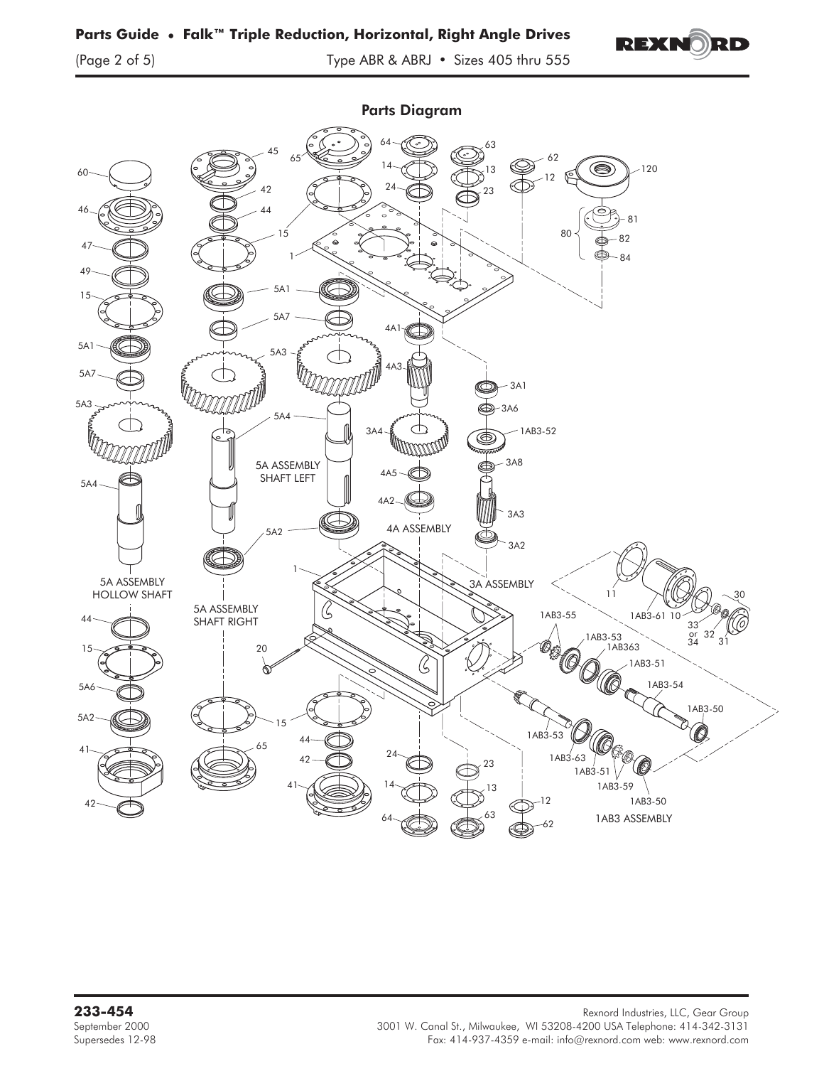## Parts Diagram

60
46
47
49
15
5A1
5A7
5A3
5A4
5A ASSEMBLY
HOLLOW SHAFT
44
15
5A6
5A2
41
42
45
65
42
44
15
5A1
5A7
5A3
5A4
5A ASSEMBLY
SHAFT LEFT
5A2
5A ASSEMBLY
SHAFT RIGHT
20
15
65
64
14
24
63
13
23
62
12
120
81
80
82
84
1
4A1
4A3
3A1
3A6
3A4
1AB3-52
3A8
4A5
4A2
3A3
4A ASSEMBLY
3A2
1
3A ASSEMBLY
11
30
1AB3-61
10
33 or 34
32
31
1AB3-55
1AB3-53
1AB363
1AB3-51
1AB3-54
1AB3-50
1AB3-53
1AB3-63
1AB3-51
1AB3-59
1AB3-50
1AB3 ASSEMBLY
44
42
41
24
14
64
23
13
63
12
62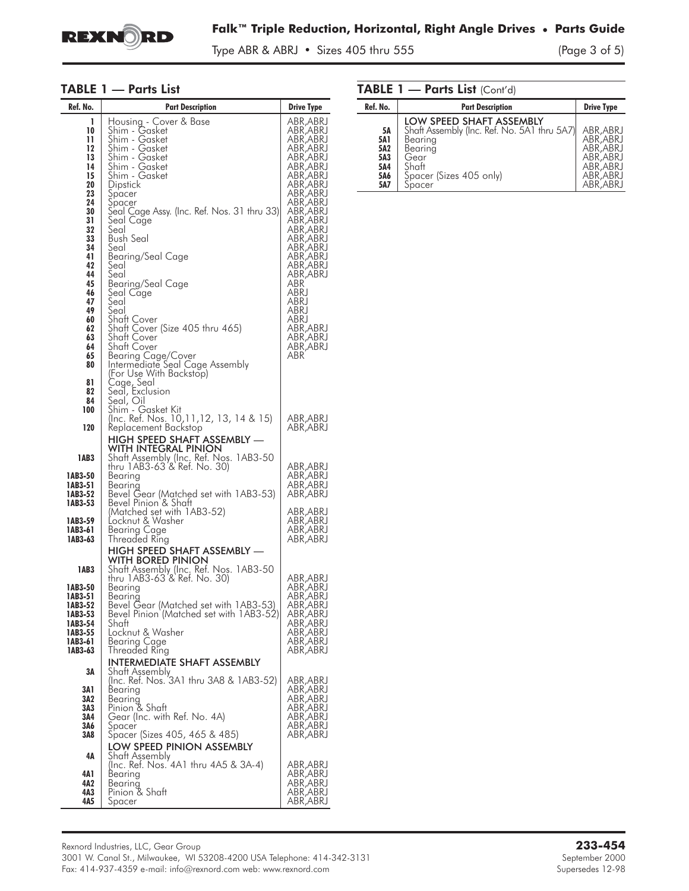## TABLE 1 — Parts List

| Ref. No. | Part Description | Drive Type |
|---|---|---|
| 1 | Housing - Cover & Base | ABR,ABRJ |
| 10 | Shim - Gasket | ABR,ABRJ |
| 11 | Shim - Gasket | ABR,ABRJ |
| 12 | Shim - Gasket | ABR,ABRJ |
| 13 | Shim - Gasket | ABR,ABRJ |
| 14 | Shim - Gasket | ABR,ABRJ |
| 15 | Shim - Gasket | ABR,ABRJ |
| 20 | Dipstick | ABR,ABRJ |
| 23 | Spacer | ABR,ABRJ |
| 24 | Spacer | ABR,ABRJ |
| 30 | Seal Cage Assy. (Inc. Ref. Nos. 31 thru 33) | ABR,ABRJ |
| 31 | Seal Cage | ABR,ABRJ |
| 32 | Seal | ABR,ABRJ |
| 33 | Bush Seal | ABR,ABRJ |
| 34 | Seal | ABR,ABRJ |
| 41 | Bearing/Seal Cage | ABR,ABRJ |
| 42 | Seal | ABR,ABRJ |
| 44 | Seal | ABR,ABRJ |
| 45 | Bearing/Seal Cage | ABR |
| 46 | Seal Cage | ABRJ |
| 47 | Seal | ABRJ |
| 49 | Seal | ABRJ |
| 60 | Shaft Cover | ABRJ |
| 62 | Shaft Cover (Size 405 thru 465) | ABR,ABRJ |
| 63 | Shaft Cover | ABR,ABRJ |
| 64 | Shaft Cover | ABR,ABRJ |
| 65 | Bearing Cage/Cover | ABR |
| 80 | Intermediate Seal Cage Assembly (For Use With Backstop) | |
| 81 | Cage, Seal | |
| 82 | Seal, Exclusion | |
| 84 | Seal, Oil | |
| 100 | Shim - Gasket Kit (Inc. Ref. Nos. 10,11,12, 13, 14 & 15) | ABR,ABRJ |
| 120 | Replacement Backstop | ABR,ABRJ |
| | **HIGH SPEED SHAFT ASSEMBLY — WITH INTEGRAL PINION** | |
| 1AB3 | Shaft Assembly (Inc. Ref. Nos. 1AB3-50 thru 1AB3-63 & Ref. No. 30) | ABR,ABRJ |
| 1AB3-50 | Bearing | ABR,ABRJ |
| 1AB3-51 | Bearing | ABR,ABRJ |
| 1AB3-52 | Bevel Gear (Matched set with 1AB3-53) | ABR,ABRJ |
| 1AB3-53 | Bevel Pinion & Shaft (Matched set with 1AB3-52) | ABR,ABRJ |
| 1AB3-59 | Locknut & Washer | ABR,ABRJ |
| 1AB3-61 | Bearing Cage | ABR,ABRJ |
| 1AB3-63 | Threaded Ring | ABR,ABRJ |
| | **HIGH SPEED SHAFT ASSEMBLY — WITH BORED PINION** | |
| 1AB3 | Shaft Assembly (Inc. Ref. Nos. 1AB3-50 thru 1AB3-63 & Ref. No. 30) | ABR,ABRJ |
| 1AB3-50 | Bearing | ABR,ABRJ |
| 1AB3-51 | Bearing | ABR,ABRJ |
| 1AB3-52 | Bevel Gear (Matched set with 1AB3-53) | ABR,ABRJ |
| 1AB3-53 | Bevel Pinion (Matched set with 1AB3-52) | ABR,ABRJ |
| 1AB3-54 | Shaft | ABR,ABRJ |
| 1AB3-55 | Locknut & Washer | ABR,ABRJ |
| 1AB3-61 | Bearing Cage | ABR,ABRJ |
| 1AB3-63 | Threaded Ring | ABR,ABRJ |
| | **INTERMEDIATE SHAFT ASSEMBLY** | |
| 3A | Shaft Assembly (Inc. Ref. Nos. 3A1 thru 3A8 & 1AB3-52) | ABR,ABRJ |
| 3A1 | Bearing | ABR,ABRJ |
| 3A2 | Bearing | ABR,ABRJ |
| 3A3 | Pinion & Shaft | ABR,ABRJ |
| 3A4 | Gear (Inc. with Ref. No. 4A) | ABR,ABRJ |
| 3A6 | Spacer | ABR,ABRJ |
| 3A8 | Spacer (Sizes 405, 465 & 485) | ABR,ABRJ |
| | **LOW SPEED PINION ASSEMBLY** | |
| 4A | Shaft Assembly (Inc. Ref. Nos. 4A1 thru 4A5 & 3A-4) | ABR,ABRJ |
| 4A1 | Bearing | ABR,ABRJ |
| 4A2 | Bearing | ABR,ABRJ |
| 4A3 | Pinion & Shaft | ABR,ABRJ |
| 4A5 | Spacer | ABR,ABRJ |
| | **LOW SPEED SHAFT ASSEMBLY** | |
| 5A | Shaft Assembly (Inc. Ref. No. 5A1 thru 5A7) | ABR,ABRJ |
| 5A1 | Bearing | ABR,ABRJ |
| 5A2 | Bearing | ABR,ABRJ |
| 5A3 | Gear | ABR,ABRJ |
| 5A4 | Shaft | ABR,ABRJ |
| 5A6 | Spacer (Sizes 405 only) | ABR,ABRJ |
| 5A7 | Spacer | ABR,ABRJ |

Rexnord Industries, LLC, Gear Group
3001 W. Canal St., Milwaukee, WI 53208-4200 USA Telephone: 414-342-3131
Fax: 414-937-4359 e-mail: info@rexnord.com web: www.rexnord.com

**233-454**
September 2000
Supersedes 12-98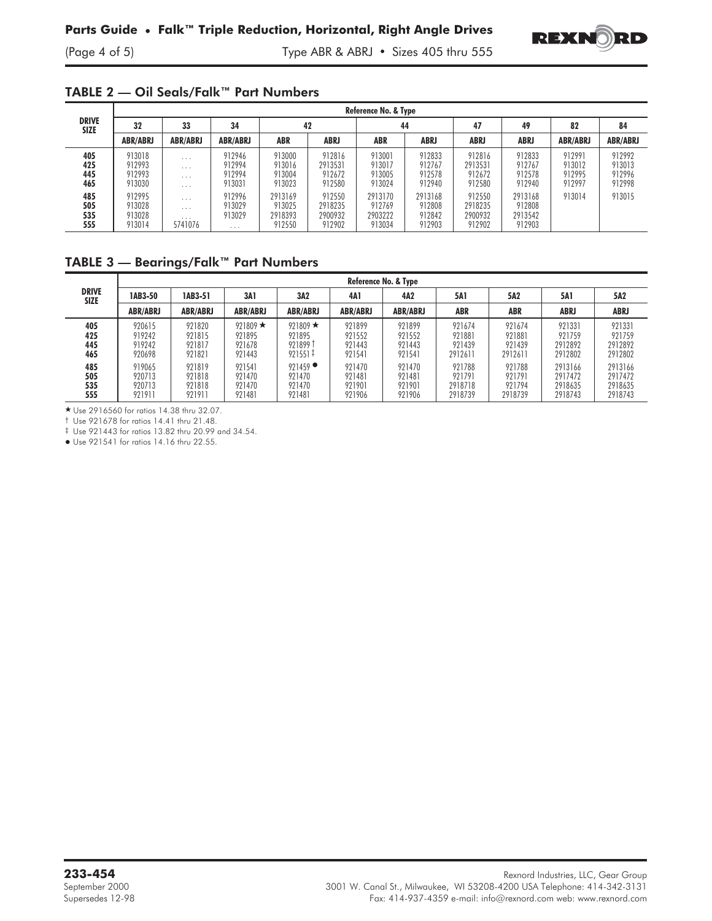## TABLE 2 — Oil Seals/Falk™ Part Numbers

| DRIVE SIZE | Reference No. & Type | | | | | | | | | | |
|---|---|---|---|---|---|---|---|---|---|---|---|
| | 32 | 33 | 34 | 42 | | 44 | | 47 | 49 | 82 | 84 |
| | ABR/ABRJ | ABR/ABRJ | ABR/ABRJ | ABR | ABRJ | ABR | ABRJ | ABRJ | ABRJ | ABR/ABRJ | ABR/ABRJ |
| 405 | 913018 | ... | 912946 | 913000 | 912816 | 913001 | 912833 | 912816 | 912833 | 912991 | 912992 |
| 425 | 912993 | ... | 912994 | 913016 | 2913531 | 913017 | 912767 | 2913531 | 912767 | 913012 | 913013 |
| 445 | 912993 | ... | 912994 | 913004 | 912672 | 913005 | 912578 | 912672 | 912578 | 912995 | 912996 |
| 465 | 913030 | ... | 913031 | 913023 | 912580 | 913024 | 912940 | 912580 | 912940 | 912997 | 912998 |
| 485 | 912995 | ... | 912996 | 2913169 | 912550 | 2913170 | 2913168 | 912550 | 2913168 | 913014 | 913015 |
| 505 | 913028 | ... | 913029 | 913025 | 2918235 | 912769 | 912808 | 2918235 | 912808 | | |
| 535 | 913028 | ... | 913029 | 2918393 | 2900932 | 2903222 | 912842 | 2900932 | 2913542 | | |
| 555 | 913014 | 5741076 | ... | 912550 | 912902 | 913034 | 912903 | 912902 | 912903 | | |

## TABLE 3 — Bearings/Falk™ Part Numbers

| DRIVE SIZE | Reference No. & Type | | | | | | | | | |
|---|---|---|---|---|---|---|---|---|---|---|
| | 1AB3-50 | 1AB3-51 | 3A1 | 3A2 | 4A1 | 4A2 | 5A1 | 5A2 | 5A1 | 5A2 |
| | ABR/ABRJ | ABR/ABRJ | ABR/ABRJ | ABR/ABRJ | ABR/ABRJ | ABR/ABRJ | ABR | ABR | ABRJ | ABRJ |
| 405 | 920615 | 921820 | 921809 ★ | 921809 ★ | 921899 | 921899 | 921674 | 921674 | 921331 | 921331 |
| 425 | 919242 | 921815 | 921895 | 921895 | 921552 | 921552 | 921881 | 921881 | 921759 | 921759 |
| 445 | 919242 | 921817 | 921678 | 921899 † | 921443 | 921443 | 921439 | 921439 | 2912892 | 2912892 |
| 465 | 920698 | 921821 | 921443 | 921551 ‡ | 921541 | 921541 | 2912611 | 2912611 | 2912802 | 2912802 |
| 485 | 919065 | 921819 | 921541 | 921459 ● | 921470 | 921470 | 921788 | 921788 | 2913166 | 2913166 |
| 505 | 920713 | 921818 | 921470 | 921470 | 921481 | 921481 | 921791 | 921791 | 2917472 | 2917472 |
| 535 | 920713 | 921818 | 921470 | 921470 | 921901 | 921901 | 2918718 | 921794 | 2918635 | 2918635 |
| 555 | 921911 | 921911 | 921481 | 921481 | 921906 | 921906 | 2918739 | 2918739 | 2918743 | 2918743 |

★ Use 2916560 for ratios 14.38 thru 32.07.
† Use 921678 for ratios 14.41 thru 21.48.
‡ Use 921443 for ratios 13.82 thru 20.99 and 34.54.
● Use 921541 for ratios 14.16 thru 22.55.

**233-454**
September 2000
Supersedes 12-98

Rexnord Industries, LLC, Gear Group
3001 W. Canal St., Milwaukee, WI 53208-4200 USA Telephone: 414-342-3131
Fax: 414-937-4359 e-mail: info@rexnord.com web: www.rexnord.com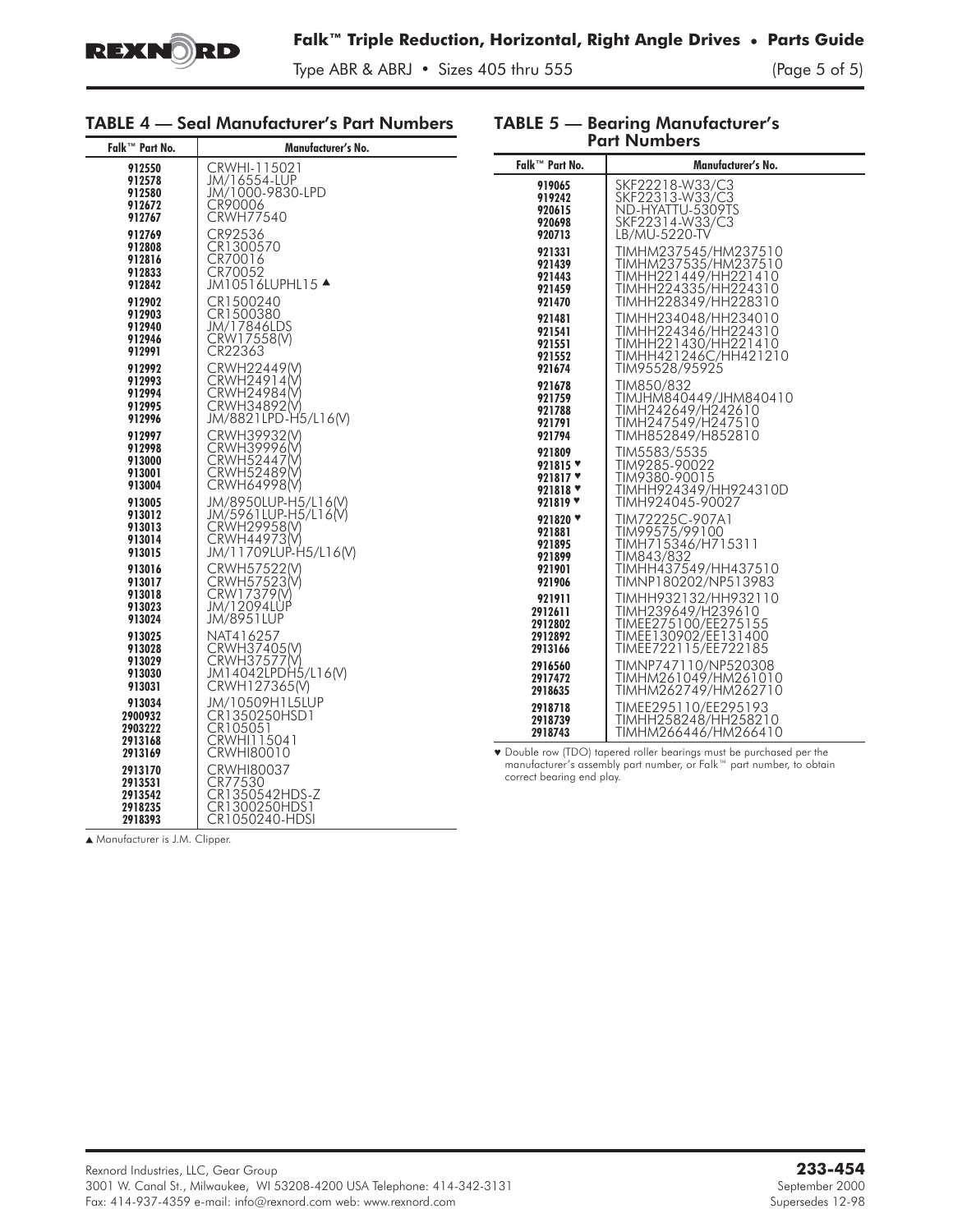## TABLE 4 — Seal Manufacturer's Part Numbers

| Falk™ Part No. | Manufacturer's No. |
|---|---|
| 912550 | CRWHI-115021 |
| 912578 | JM/16554-LUP |
| 912580 | JM/1000-9830-LPD |
| 912672 | CR90006 |
| 912767 | CRWH77540 |
| 912769 | CR92536 |
| 912808 | CR1300570 |
| 912816 | CR70016 |
| 912833 | CR70052 |
| 912842 | JM10516LUPHL15 ▲ |
| 912902 | CR1500240 |
| 912903 | CR1500380 |
| 912940 | JM/17846LDS |
| 912946 | CRW17558(V) |
| 912991 | CR22363 |
| 912992 | CRWH22449(V) |
| 912993 | CRWH24914(V) |
| 912994 | CRWH24984(V) |
| 912995 | CRWH34892(V) |
| 912996 | JM/8821LPD-H5/L16(V) |
| 912997 | CRWH39932(V) |
| 912998 | CRWH39996(V) |
| 913000 | CRWH52447(V) |
| 913001 | CRWH52489(V) |
| 913004 | CRWH64998(V) |
| 913005 | JM/8950LUP-H5/L16(V) |
| 913012 | JM/5961LUP-H5/L16(V) |
| 913013 | CRWH29958(V) |
| 913014 | CRWH44973(V) |
| 913015 | JM/11709LUP-H5/L16(V) |
| 913016 | CRWH57522(V) |
| 913017 | CRWH57523(V) |
| 913018 | CRW17379(V) |
| 913023 | JM/12094LUP |
| 913024 | JM/8951LUP |
| 913025 | NAT416257 |
| 913028 | CRWH37405(V) |
| 913029 | CRWH37577(V) |
| 913030 | JM14042LPDH5/L16(V) |
| 913031 | CRWH127365(V) |
| 913034 | JM/10509H1L5LUP |
| 2900932 | CR1350250HSD1 |
| 2903222 | CR105051 |
| 2913168 | CRWHI115041 |
| 2913169 | CRWHI80010 |
| 2913170 | CRWHI80037 |
| 2913531 | CR77530 |
| 2913542 | CR1350542HDS-Z |
| 2918235 | CR1300250HDS1 |
| 2918393 | CR1050240-HDSI |

▲ Manufacturer is J.M. Clipper.

## TABLE 5 — Bearing Manufacturer's Part Numbers

| Falk™ Part No. | Manufacturer's No. |
|---|---|
| 919065 | SKF22218-W33/C3 |
| 919242 | SKF22313-W33/C3 |
| 920615 | ND-HYATTU-5309TS |
| 920698 | SKF22314-W33/C3 |
| 920713 | LB/MU-5220-TV |
| 921331 | TIMHM237545/HM237510 |
| 921439 | TIMHM237535/HM237510 |
| 921443 | TIMHH221449/HH221410 |
| 921459 | TIMHH224335/HH224310 |
| 921470 | TIMHH228349/HH228310 |
| 921481 | TIMHH234048/HH234010 |
| 921541 | TIMHH224346/HH224310 |
| 921551 | TIMHH221430/HH221410 |
| 921552 | TIMHH421246C/HH421210 |
| 921674 | TIM95528/95925 |
| 921678 | TIM850/832 |
| 921759 | TIMJHM840449/JHM840410 |
| 921788 | TIMH242649/H242610 |
| 921791 | TIMH247549/H247510 |
| 921794 | TIMH852849/H852810 |
| 921809 | TIM5583/5535 |
| 921815 ♥ | TIM9285-90022 |
| 921817 ♥ | TIM9380-90015 |
| 921818 ♥ | TIMHH924349/HH924310D |
| 921819 ♥ | TIMH924045-90027 |
| 921820 ♥ | TIM72225C-907A1 |
| 921881 | TIM99575/99100 |
| 921895 | TIMH715346/H715311 |
| 921899 | TIM843/832 |
| 921901 | TIMHH437549/HH437510 |
| 921906 | TIMNP180202/NP513983 |
| 921911 | TIMHH932132/HH932110 |
| 2912611 | TIMH239649/H239610 |
| 2912802 | TIMEE275100/EE275155 |
| 2912892 | TIMEE130902/EE131400 |
| 2913166 | TIMEE722115/EE722185 |
| 2916560 | TIMNP747110/NP520308 |
| 2917472 | TIMHM261049/HM261010 |
| 2918635 | TIMHM262749/HM262710 |
| 2918718 | TIMEE295110/EE295193 |
| 2918739 | TIMHH258248/HH258210 |
| 2918743 | TIMHM266446/HM266410 |

♥ Double row (TDO) tapered roller bearings must be purchased per the manufacturer's assembly part number, or Falk™ part number, to obtain correct bearing end play.

Rexnord Industries, LLC, Gear Group
3001 W. Canal St., Milwaukee, WI 53208-4200 USA Telephone: 414-342-3131
Fax: 414-937-4359 e-mail: info@rexnord.com web: www.rexnord.com

**233-454**
September 2000
Supersedes 12-98